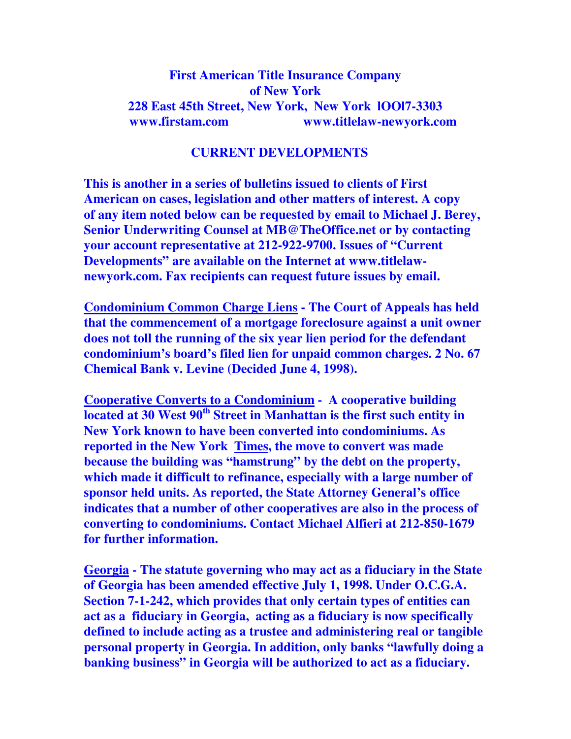**First American Title Insurance Company**
**of New York**
**228 East 45th Street, New York, New York lOOl7-3303**
**www.firstam.com www.titlelaw-newyork.com**

## CURRENT DEVELOPMENTS

**This is another in a series of bulletins issued to clients of First American on cases, legislation and other matters of interest. A copy of any item noted below can be requested by email to Michael J. Berey, Senior Underwriting Counsel at MB@TheOffice.net or by contacting your account representative at 212-922-9700. Issues of "Current Developments" are available on the Internet at www.titlelaw-newyork.com. Fax recipients can request future issues by email.**

**Condominium Common Charge Liens - The Court of Appeals has held that the commencement of a mortgage foreclosure against a unit owner does not toll the running of the six year lien period for the defendant condominium's board's filed lien for unpaid common charges. 2 No. 67 Chemical Bank v. Levine (Decided June 4, 1998).**

**Cooperative Converts to a Condominium - A cooperative building located at 30 West 90th Street in Manhattan is the first such entity in New York known to have been converted into condominiums. As reported in the New York Times, the move to convert was made because the building was "hamstrung" by the debt on the property, which made it difficult to refinance, especially with a large number of sponsor held units. As reported, the State Attorney General's office indicates that a number of other cooperatives are also in the process of converting to condominiums. Contact Michael Alfieri at 212-850-1679 for further information.**

**Georgia - The statute governing who may act as a fiduciary in the State of Georgia has been amended effective July 1, 1998. Under O.C.G.A. Section 7-1-242, which provides that only certain types of entities can act as a fiduciary in Georgia, acting as a fiduciary is now specifically defined to include acting as a trustee and administering real or tangible personal property in Georgia. In addition, only banks "lawfully doing a banking business" in Georgia will be authorized to act as a fiduciary.**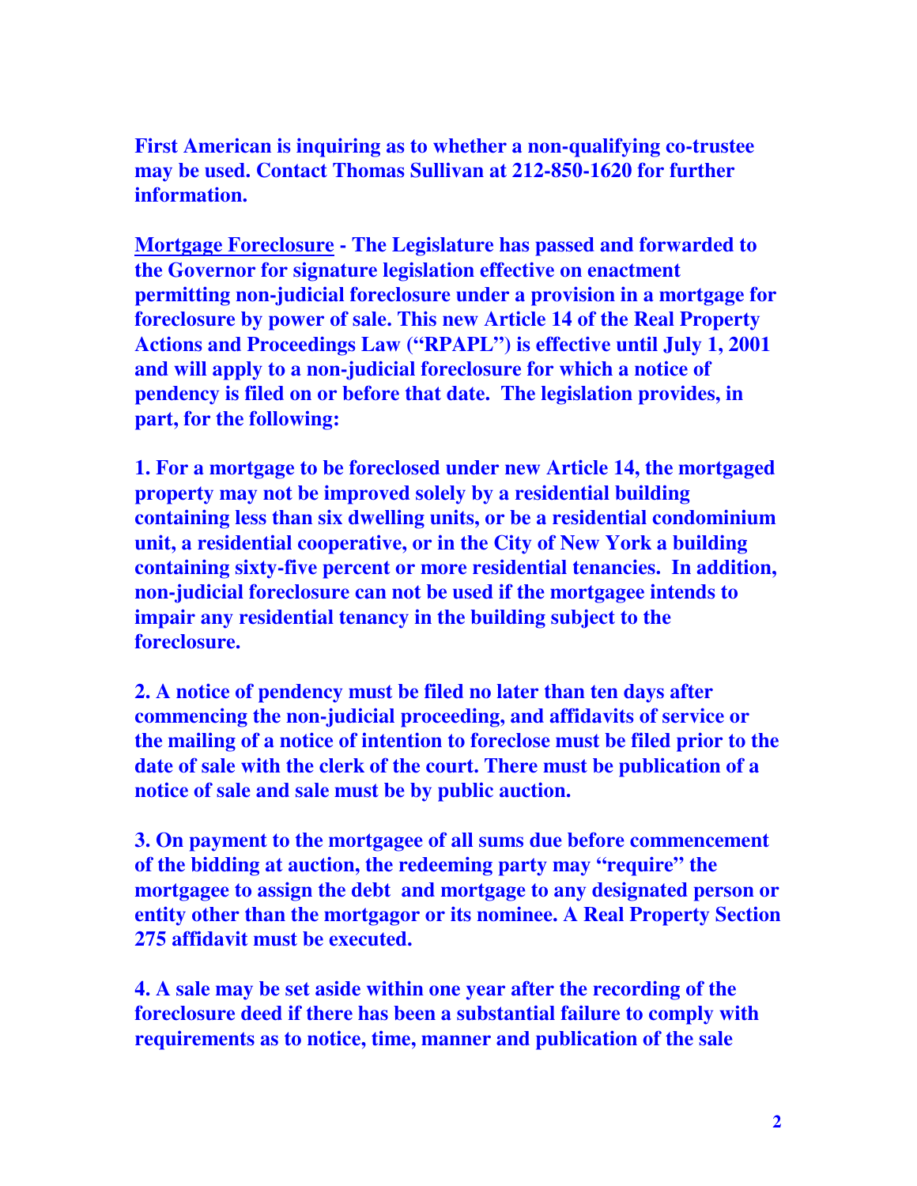**First American is inquiring as to whether a non-qualifying co-trustee may be used. Contact Thomas Sullivan at 212-850-1620 for further information.**

**Mortgage Foreclosure - The Legislature has passed and forwarded to the Governor for signature legislation effective on enactment permitting non-judicial foreclosure under a provision in a mortgage for foreclosure by power of sale. This new Article 14 of the Real Property Actions and Proceedings Law ("RPAPL") is effective until July 1, 2001 and will apply to a non-judicial foreclosure for which a notice of pendency is filed on or before that date. The legislation provides, in part, for the following:**

**1. For a mortgage to be foreclosed under new Article 14, the mortgaged property may not be improved solely by a residential building containing less than six dwelling units, or be a residential condominium unit, a residential cooperative, or in the City of New York a building containing sixty-five percent or more residential tenancies. In addition, non-judicial foreclosure can not be used if the mortgagee intends to impair any residential tenancy in the building subject to the foreclosure.**

**2. A notice of pendency must be filed no later than ten days after commencing the non-judicial proceeding, and affidavits of service or the mailing of a notice of intention to foreclose must be filed prior to the date of sale with the clerk of the court. There must be publication of a notice of sale and sale must be by public auction.**

**3. On payment to the mortgagee of all sums due before commencement of the bidding at auction, the redeeming party may "require" the mortgagee to assign the debt and mortgage to any designated person or entity other than the mortgagor or its nominee. A Real Property Section 275 affidavit must be executed.**

**4. A sale may be set aside within one year after the recording of the foreclosure deed if there has been a substantial failure to comply with requirements as to notice, time, manner and publication of the sale**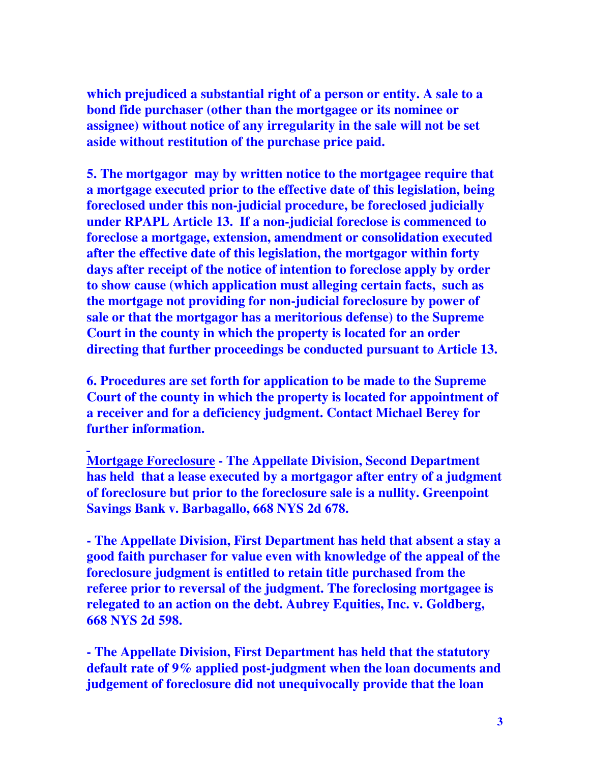**which prejudiced a substantial right of a person or entity. A sale to a bond fide purchaser (other than the mortgagee or its nominee or assignee) without notice of any irregularity in the sale will not be set aside without restitution of the purchase price paid.**

**5. The mortgagor may by written notice to the mortgagee require that a mortgage executed prior to the effective date of this legislation, being foreclosed under this non-judicial procedure, be foreclosed judicially under RPAPL Article 13. If a non-judicial foreclose is commenced to foreclose a mortgage, extension, amendment or consolidation executed after the effective date of this legislation, the mortgagor within forty days after receipt of the notice of intention to foreclose apply by order to show cause (which application must alleging certain facts, such as the mortgage not providing for non-judicial foreclosure by power of sale or that the mortgagor has a meritorious defense) to the Supreme Court in the county in which the property is located for an order directing that further proceedings be conducted pursuant to Article 13.**

**6. Procedures are set forth for application to be made to the Supreme Court of the county in which the property is located for appointment of a receiver and for a deficiency judgment. Contact Michael Berey for further information.**

**Mortgage Foreclosure - The Appellate Division, Second Department has held that a lease executed by a mortgagor after entry of a judgment of foreclosure but prior to the foreclosure sale is a nullity. Greenpoint Savings Bank v. Barbagallo, 668 NYS 2d 678.**

**- The Appellate Division, First Department has held that absent a stay a good faith purchaser for value even with knowledge of the appeal of the foreclosure judgment is entitled to retain title purchased from the referee prior to reversal of the judgment. The foreclosing mortgagee is relegated to an action on the debt. Aubrey Equities, Inc. v. Goldberg, 668 NYS 2d 598.**

**- The Appellate Division, First Department has held that the statutory default rate of 9% applied post-judgment when the loan documents and judgement of foreclosure did not unequivocally provide that the loan**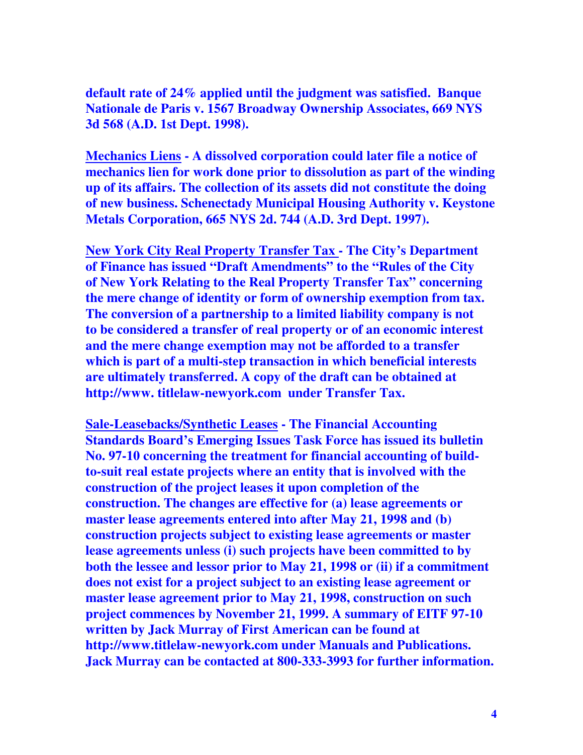**default rate of 24% applied until the judgment was satisfied. Banque Nationale de Paris v. 1567 Broadway Ownership Associates, 669 NYS 3d 568 (A.D. 1st Dept. 1998).**

**<u>Mechanics Liens</u> - A dissolved corporation could later file a notice of mechanics lien for work done prior to dissolution as part of the winding up of its affairs. The collection of its assets did not constitute the doing of new business. Schenectady Municipal Housing Authority v. Keystone Metals Corporation, 665 NYS 2d. 744 (A.D. 3rd Dept. 1997).**

**<u>New York City Real Property Transfer Tax</u> - The City's Department of Finance has issued "Draft Amendments" to the "Rules of the City of New York Relating to the Real Property Transfer Tax" concerning the mere change of identity or form of ownership exemption from tax. The conversion of a partnership to a limited liability company is not to be considered a transfer of real property or of an economic interest and the mere change exemption may not be afforded to a transfer which is part of a multi-step transaction in which beneficial interests are ultimately transferred. A copy of the draft can be obtained at http://www. titlelaw-newyork.com under Transfer Tax.**

**<u>Sale-Leasebacks/Synthetic Leases</u> - The Financial Accounting Standards Board's Emerging Issues Task Force has issued its bulletin No. 97-10 concerning the treatment for financial accounting of build-to-suit real estate projects where an entity that is involved with the construction of the project leases it upon completion of the construction. The changes are effective for (a) lease agreements or master lease agreements entered into after May 21, 1998 and (b) construction projects subject to existing lease agreements or master lease agreements unless (i) such projects have been committed to by both the lessee and lessor prior to May 21, 1998 or (ii) if a commitment does not exist for a project subject to an existing lease agreement or master lease agreement prior to May 21, 1998, construction on such project commences by November 21, 1999. A summary of EITF 97-10 written by Jack Murray of First American can be found at http://www.titlelaw-newyork.com under Manuals and Publications. Jack Murray can be contacted at 800-333-3993 for further information.**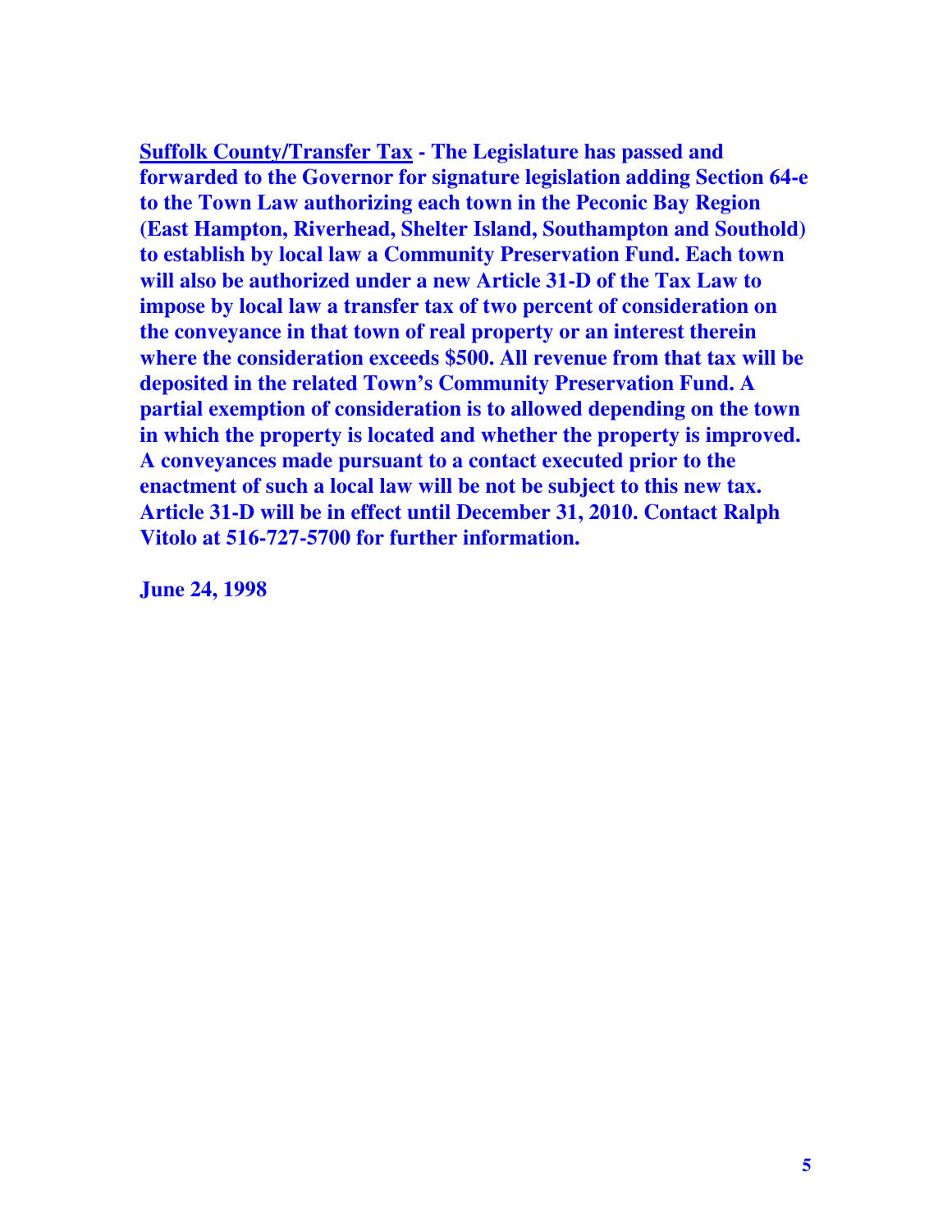**<u>Suffolk County/Transfer Tax</u> - The Legislature has passed and forwarded to the Governor for signature legislation adding Section 64-e to the Town Law authorizing each town in the Peconic Bay Region (East Hampton, Riverhead, Shelter Island, Southampton and Southold) to establish by local law a Community Preservation Fund. Each town will also be authorized under a new Article 31-D of the Tax Law to impose by local law a transfer tax of two percent of consideration on the conveyance in that town of real property or an interest therein where the consideration exceeds $500. All revenue from that tax will be deposited in the related Town's Community Preservation Fund. A partial exemption of consideration is to allowed depending on the town in which the property is located and whether the property is improved. A conveyances made pursuant to a contact executed prior to the enactment of such a local law will be not be subject to this new tax. Article 31-D will be in effect until December 31, 2010. Contact Ralph Vitolo at 516-727-5700 for further information.**

**June 24, 1998**